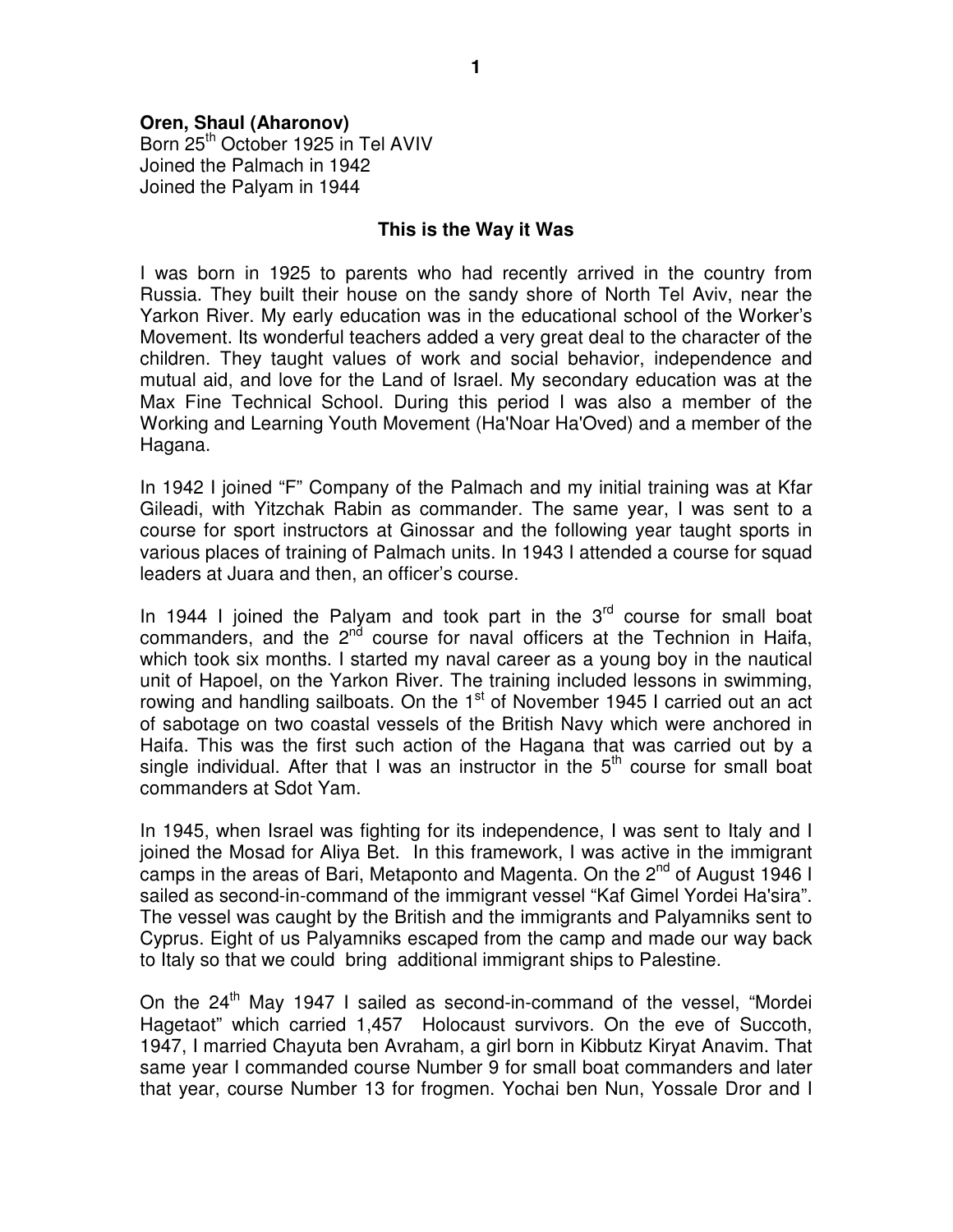**Oren, Shaul (Aharonov)**
Born 25th October 1925 in Tel AVIV
Joined the Palmach in 1942
Joined the Palyam in 1944

### This is the Way it Was

I was born in 1925 to parents who had recently arrived in the country from Russia. They built their house on the sandy shore of North Tel Aviv, near the Yarkon River. My early education was in the educational school of the Worker's Movement. Its wonderful teachers added a very great deal to the character of the children. They taught values of work and social behavior, independence and mutual aid, and love for the Land of Israel. My secondary education was at the Max Fine Technical School. During this period I was also a member of the Working and Learning Youth Movement (Ha'Noar Ha'Oved) and a member of the Hagana.

In 1942 I joined "F" Company of the Palmach and my initial training was at Kfar Gileadi, with Yitzchak Rabin as commander. The same year, I was sent to a course for sport instructors at Ginossar and the following year taught sports in various places of training of Palmach units. In 1943 I attended a course for squad leaders at Juara and then, an officer's course.

In 1944 I joined the Palyam and took part in the 3rd course for small boat commanders, and the 2nd course for naval officers at the Technion in Haifa, which took six months. I started my naval career as a young boy in the nautical unit of Hapoel, on the Yarkon River. The training included lessons in swimming, rowing and handling sailboats. On the 1st of November 1945 I carried out an act of sabotage on two coastal vessels of the British Navy which were anchored in Haifa. This was the first such action of the Hagana that was carried out by a single individual. After that I was an instructor in the 5th course for small boat commanders at Sdot Yam.

In 1945, when Israel was fighting for its independence, I was sent to Italy and I joined the Mosad for Aliya Bet. In this framework, I was active in the immigrant camps in the areas of Bari, Metaponto and Magenta. On the 2nd of August 1946 I sailed as second-in-command of the immigrant vessel "Kaf Gimel Yordei Ha'sira". The vessel was caught by the British and the immigrants and Palyamniks sent to Cyprus. Eight of us Palyamniks escaped from the camp and made our way back to Italy so that we could bring additional immigrant ships to Palestine.

On the 24th May 1947 I sailed as second-in-command of the vessel, "Mordei Hagetaot" which carried 1,457 Holocaust survivors. On the eve of Succoth, 1947, I married Chayuta ben Avraham, a girl born in Kibbutz Kiryat Anavim. That same year I commanded course Number 9 for small boat commanders and later that year, course Number 13 for frogmen. Yochai ben Nun, Yossale Dror and I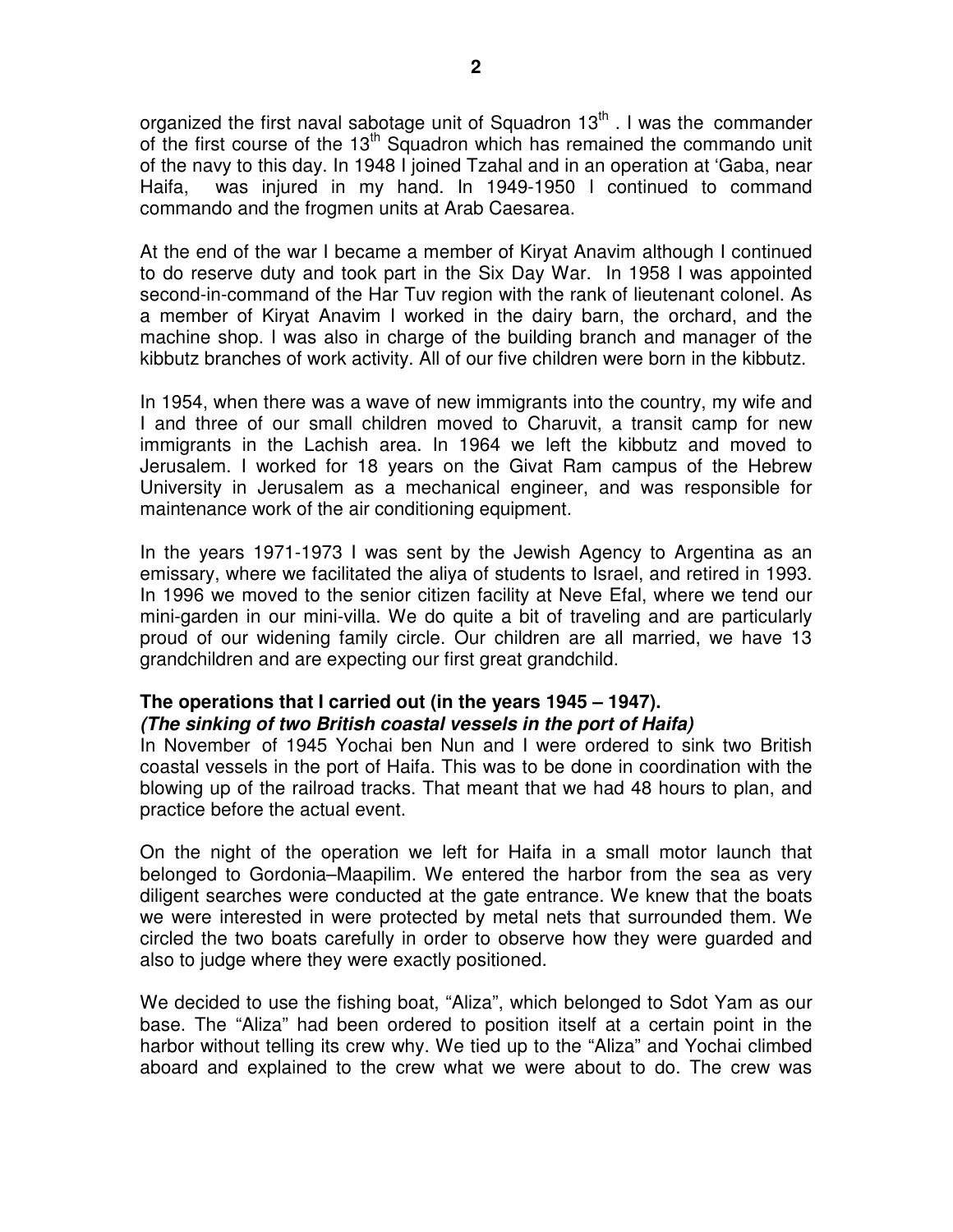organized the first naval sabotage unit of Squadron 13th . I was the commander of the first course of the 13th Squadron which has remained the commando unit of the navy to this day. In 1948 I joined Tzahal and in an operation at 'Gaba, near Haifa, was injured in my hand. In 1949-1950 I continued to command commando and the frogmen units at Arab Caesarea.

At the end of the war I became a member of Kiryat Anavim although I continued to do reserve duty and took part in the Six Day War. In 1958 I was appointed second-in-command of the Har Tuv region with the rank of lieutenant colonel. As a member of Kiryat Anavim I worked in the dairy barn, the orchard, and the machine shop. I was also in charge of the building branch and manager of the kibbutz branches of work activity. All of our five children were born in the kibbutz.

In 1954, when there was a wave of new immigrants into the country, my wife and I and three of our small children moved to Charuvit, a transit camp for new immigrants in the Lachish area. In 1964 we left the kibbutz and moved to Jerusalem. I worked for 18 years on the Givat Ram campus of the Hebrew University in Jerusalem as a mechanical engineer, and was responsible for maintenance work of the air conditioning equipment.

In the years 1971-1973 I was sent by the Jewish Agency to Argentina as an emissary, where we facilitated the aliya of students to Israel, and retired in 1993. In 1996 we moved to the senior citizen facility at Neve Efal, where we tend our mini-garden in our mini-villa. We do quite a bit of traveling and are particularly proud of our widening family circle. Our children are all married, we have 13 grandchildren and are expecting our first great grandchild.

**The operations that I carried out (in the years 1945 – 1947).**
***(The sinking of two British coastal vessels in the port of Haifa)***

In November of 1945 Yochai ben Nun and I were ordered to sink two British coastal vessels in the port of Haifa. This was to be done in coordination with the blowing up of the railroad tracks. That meant that we had 48 hours to plan, and practice before the actual event.

On the night of the operation we left for Haifa in a small motor launch that belonged to Gordonia–Maapilim. We entered the harbor from the sea as very diligent searches were conducted at the gate entrance. We knew that the boats we were interested in were protected by metal nets that surrounded them. We circled the two boats carefully in order to observe how they were guarded and also to judge where they were exactly positioned.

We decided to use the fishing boat, "Aliza", which belonged to Sdot Yam as our base. The "Aliza" had been ordered to position itself at a certain point in the harbor without telling its crew why. We tied up to the "Aliza" and Yochai climbed aboard and explained to the crew what we were about to do. The crew was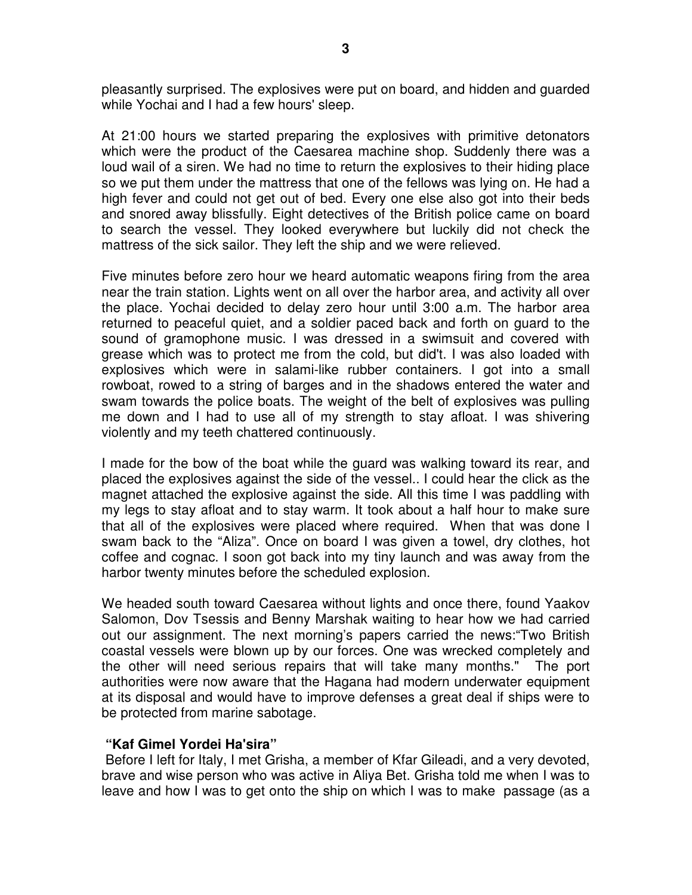pleasantly surprised. The explosives were put on board, and hidden and guarded while Yochai and I had a few hours' sleep.

At 21:00 hours we started preparing the explosives with primitive detonators which were the product of the Caesarea machine shop. Suddenly there was a loud wail of a siren. We had no time to return the explosives to their hiding place so we put them under the mattress that one of the fellows was lying on. He had a high fever and could not get out of bed. Every one else also got into their beds and snored away blissfully. Eight detectives of the British police came on board to search the vessel. They looked everywhere but luckily did not check the mattress of the sick sailor. They left the ship and we were relieved.

Five minutes before zero hour we heard automatic weapons firing from the area near the train station. Lights went on all over the harbor area, and activity all over the place. Yochai decided to delay zero hour until 3:00 a.m. The harbor area returned to peaceful quiet, and a soldier paced back and forth on guard to the sound of gramophone music. I was dressed in a swimsuit and covered with grease which was to protect me from the cold, but did't. I was also loaded with explosives which were in salami-like rubber containers. I got into a small rowboat, rowed to a string of barges and in the shadows entered the water and swam towards the police boats. The weight of the belt of explosives was pulling me down and I had to use all of my strength to stay afloat. I was shivering violently and my teeth chattered continuously.

I made for the bow of the boat while the guard was walking toward its rear, and placed the explosives against the side of the vessel.. I could hear the click as the magnet attached the explosive against the side. All this time I was paddling with my legs to stay afloat and to stay warm. It took about a half hour to make sure that all of the explosives were placed where required. When that was done I swam back to the "Aliza". Once on board I was given a towel, dry clothes, hot coffee and cognac. I soon got back into my tiny launch and was away from the harbor twenty minutes before the scheduled explosion.

We headed south toward Caesarea without lights and once there, found Yaakov Salomon, Dov Tsessis and Benny Marshak waiting to hear how we had carried out our assignment. The next morning's papers carried the news:"Two British coastal vessels were blown up by our forces. One was wrecked completely and the other will need serious repairs that will take many months." The port authorities were now aware that the Hagana had modern underwater equipment at its disposal and would have to improve defenses a great deal if ships were to be protected from marine sabotage.

**"Kaf Gimel Yordei Ha'sira"**

Before I left for Italy, I met Grisha, a member of Kfar Gileadi, and a very devoted, brave and wise person who was active in Aliya Bet. Grisha told me when I was to leave and how I was to get onto the ship on which I was to make passage (as a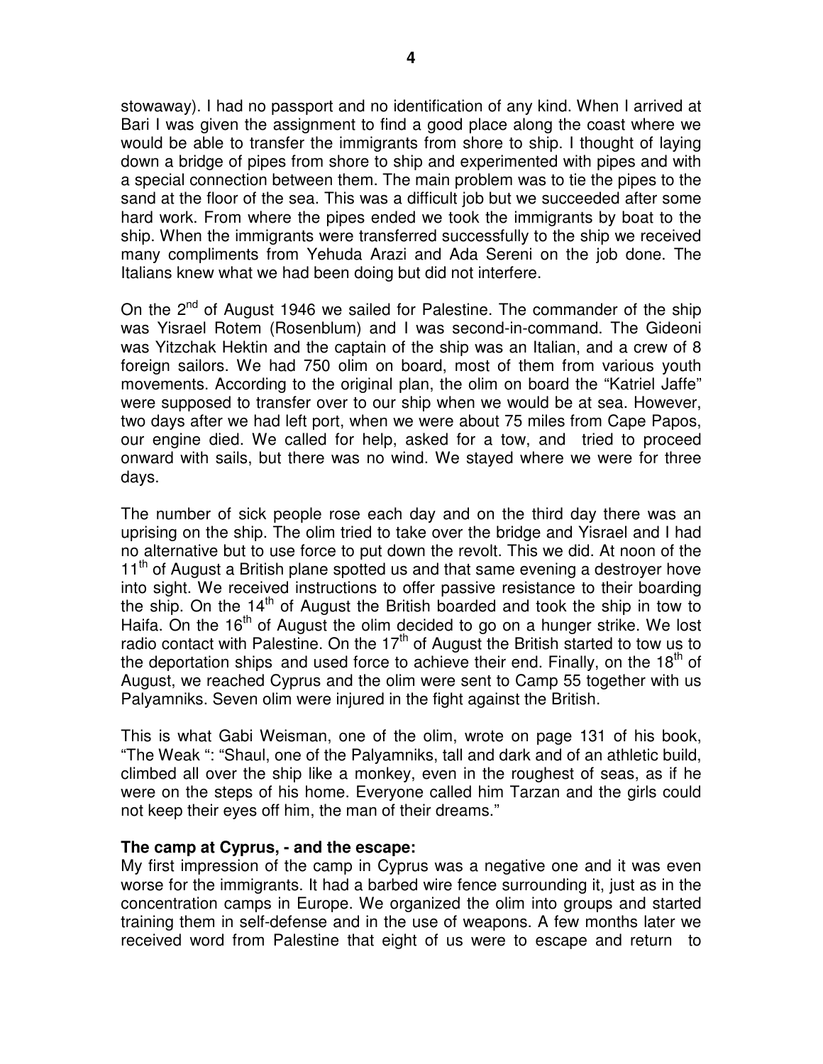stowaway). I had no passport and no identification of any kind. When I arrived at Bari I was given the assignment to find a good place along the coast where we would be able to transfer the immigrants from shore to ship. I thought of laying down a bridge of pipes from shore to ship and experimented with pipes and with a special connection between them. The main problem was to tie the pipes to the sand at the floor of the sea. This was a difficult job but we succeeded after some hard work. From where the pipes ended we took the immigrants by boat to the ship. When the immigrants were transferred successfully to the ship we received many compliments from Yehuda Arazi and Ada Sereni on the job done. The Italians knew what we had been doing but did not interfere.

On the 2nd of August 1946 we sailed for Palestine. The commander of the ship was Yisrael Rotem (Rosenblum) and I was second-in-command. The Gideoni was Yitzchak Hektin and the captain of the ship was an Italian, and a crew of 8 foreign sailors. We had 750 olim on board, most of them from various youth movements. According to the original plan, the olim on board the "Katriel Jaffe" were supposed to transfer over to our ship when we would be at sea. However, two days after we had left port, when we were about 75 miles from Cape Papos, our engine died. We called for help, asked for a tow, and tried to proceed onward with sails, but there was no wind. We stayed where we were for three days.

The number of sick people rose each day and on the third day there was an uprising on the ship. The olim tried to take over the bridge and Yisrael and I had no alternative but to use force to put down the revolt. This we did. At noon of the 11th of August a British plane spotted us and that same evening a destroyer hove into sight. We received instructions to offer passive resistance to their boarding the ship. On the 14th of August the British boarded and took the ship in tow to Haifa. On the 16th of August the olim decided to go on a hunger strike. We lost radio contact with Palestine. On the 17th of August the British started to tow us to the deportation ships and used force to achieve their end. Finally, on the 18th of August, we reached Cyprus and the olim were sent to Camp 55 together with us Palyamniks. Seven olim were injured in the fight against the British.

This is what Gabi Weisman, one of the olim, wrote on page 131 of his book, "The Weak ": "Shaul, one of the Palyamniks, tall and dark and of an athletic build, climbed all over the ship like a monkey, even in the roughest of seas, as if he were on the steps of his home. Everyone called him Tarzan and the girls could not keep their eyes off him, the man of their dreams."

**The camp at Cyprus, - and the escape:**

My first impression of the camp in Cyprus was a negative one and it was even worse for the immigrants. It had a barbed wire fence surrounding it, just as in the concentration camps in Europe. We organized the olim into groups and started training them in self-defense and in the use of weapons. A few months later we received word from Palestine that eight of us were to escape and return to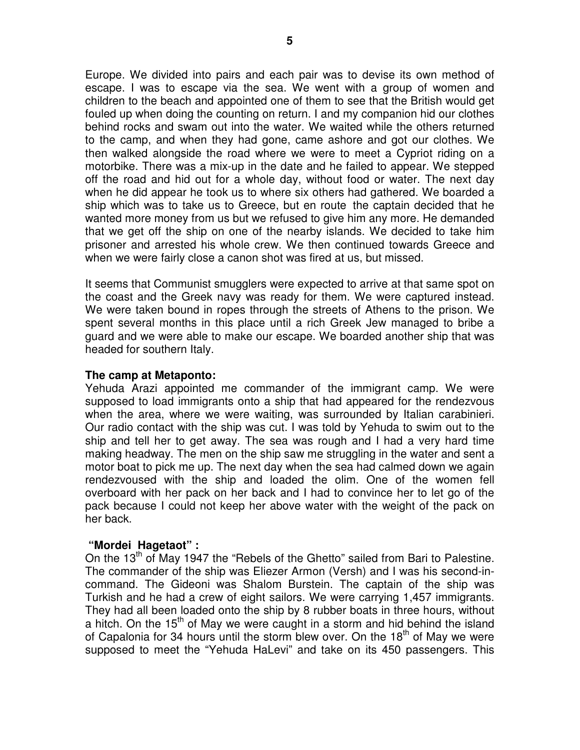Europe. We divided into pairs and each pair was to devise its own method of escape. I was to escape via the sea. We went with a group of women and children to the beach and appointed one of them to see that the British would get fouled up when doing the counting on return. I and my companion hid our clothes behind rocks and swam out into the water. We waited while the others returned to the camp, and when they had gone, came ashore and got our clothes. We then walked alongside the road where we were to meet a Cypriot riding on a motorbike. There was a mix-up in the date and he failed to appear. We stepped off the road and hid out for a whole day, without food or water. The next day when he did appear he took us to where six others had gathered. We boarded a ship which was to take us to Greece, but en route the captain decided that he wanted more money from us but we refused to give him any more. He demanded that we get off the ship on one of the nearby islands. We decided to take him prisoner and arrested his whole crew. We then continued towards Greece and when we were fairly close a canon shot was fired at us, but missed.

It seems that Communist smugglers were expected to arrive at that same spot on the coast and the Greek navy was ready for them. We were captured instead. We were taken bound in ropes through the streets of Athens to the prison. We spent several months in this place until a rich Greek Jew managed to bribe a guard and we were able to make our escape. We boarded another ship that was headed for southern Italy.

**The camp at Metaponto:**

Yehuda Arazi appointed me commander of the immigrant camp. We were supposed to load immigrants onto a ship that had appeared for the rendezvous when the area, where we were waiting, was surrounded by Italian carabinieri. Our radio contact with the ship was cut. I was told by Yehuda to swim out to the ship and tell her to get away. The sea was rough and I had a very hard time making headway. The men on the ship saw me struggling in the water and sent a motor boat to pick me up. The next day when the sea had calmed down we again rendezvoused with the ship and loaded the olim. One of the women fell overboard with her pack on her back and I had to convince her to let go of the pack because I could not keep her above water with the weight of the pack on her back.

**"Mordei Hagetaot" :**

On the 13th of May 1947 the "Rebels of the Ghetto" sailed from Bari to Palestine. The commander of the ship was Eliezer Armon (Versh) and I was his second-in-command. The Gideoni was Shalom Burstein. The captain of the ship was Turkish and he had a crew of eight sailors. We were carrying 1,457 immigrants. They had all been loaded onto the ship by 8 rubber boats in three hours, without a hitch. On the 15th of May we were caught in a storm and hid behind the island of Capalonia for 34 hours until the storm blew over. On the 18th of May we were supposed to meet the "Yehuda HaLevi" and take on its 450 passengers. This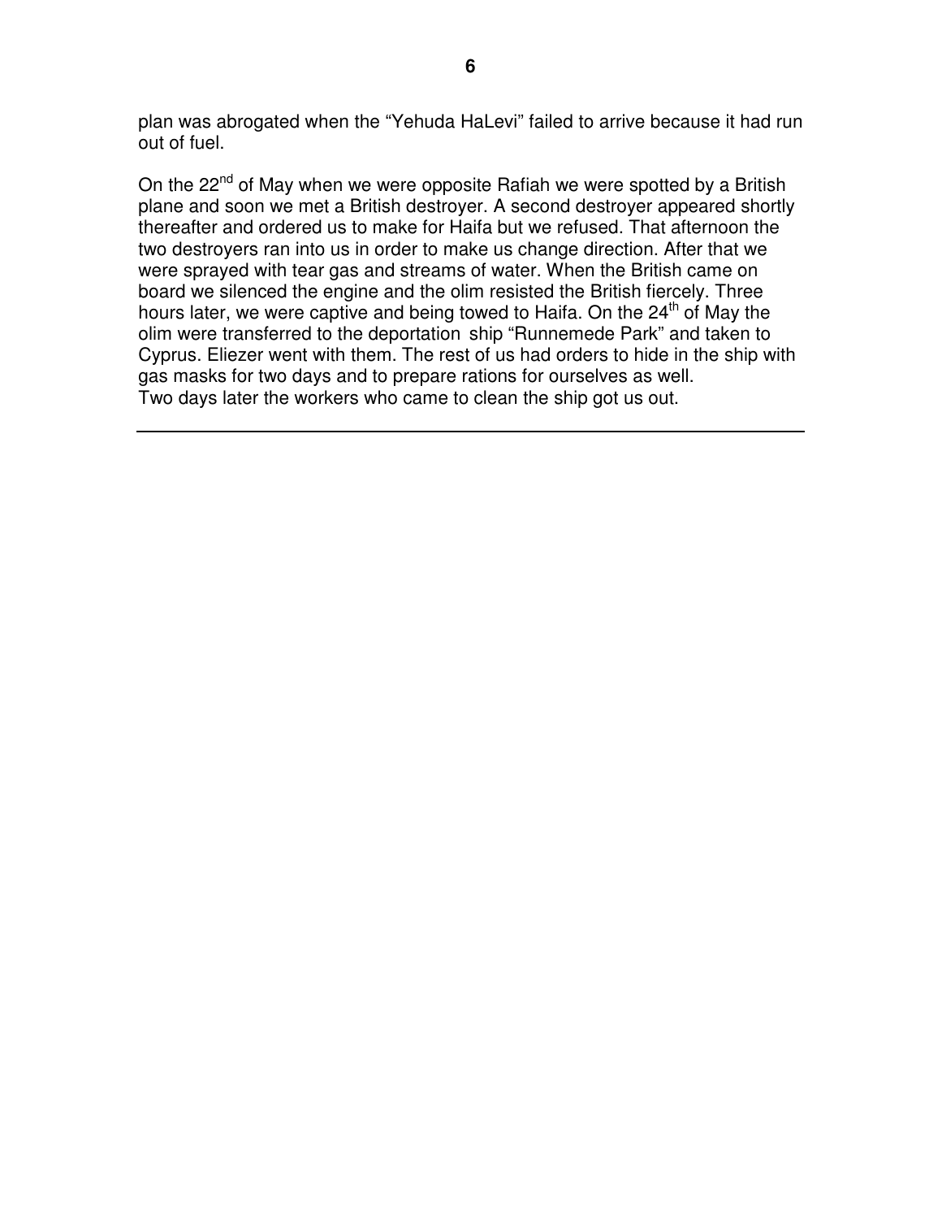plan was abrogated when the "Yehuda HaLevi" failed to arrive because it had run out of fuel.

On the 22nd of May when we were opposite Rafiah we were spotted by a British plane and soon we met a British destroyer. A second destroyer appeared shortly thereafter and ordered us to make for Haifa but we refused. That afternoon the two destroyers ran into us in order to make us change direction. After that we were sprayed with tear gas and streams of water. When the British came on board we silenced the engine and the olim resisted the British fiercely. Three hours later, we were captive and being towed to Haifa. On the 24th of May the olim were transferred to the deportation ship "Runnemede Park" and taken to Cyprus. Eliezer went with them. The rest of us had orders to hide in the ship with gas masks for two days and to prepare rations for ourselves as well.
Two days later the workers who came to clean the ship got us out.

---